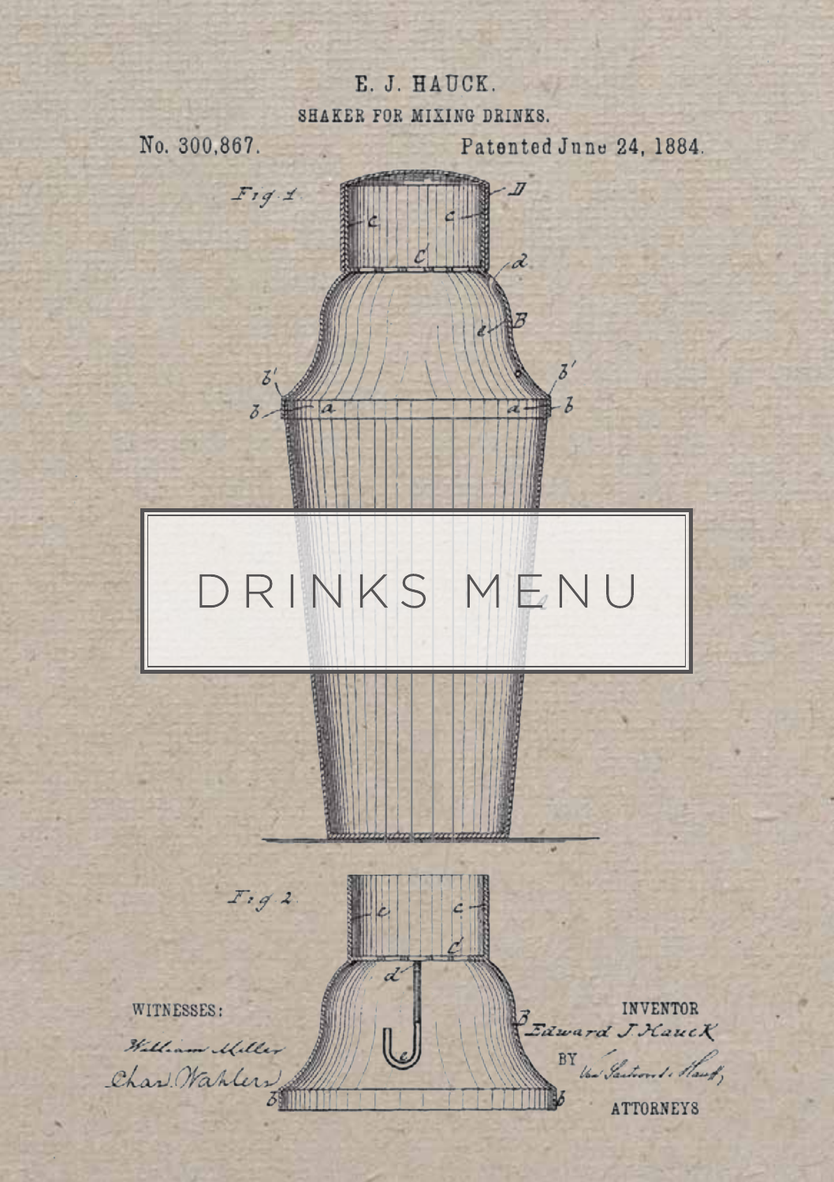E. J. HAUCK.

SHAKER FOR MIXING DRINKS.

No. 300,867. Patented June 24, 1884.

# DRINKS MENU

WITNESSES:

William Miller

Chas. Wahlers

INVENTOR

Edward J. Hauck

BY

ATTORNEYS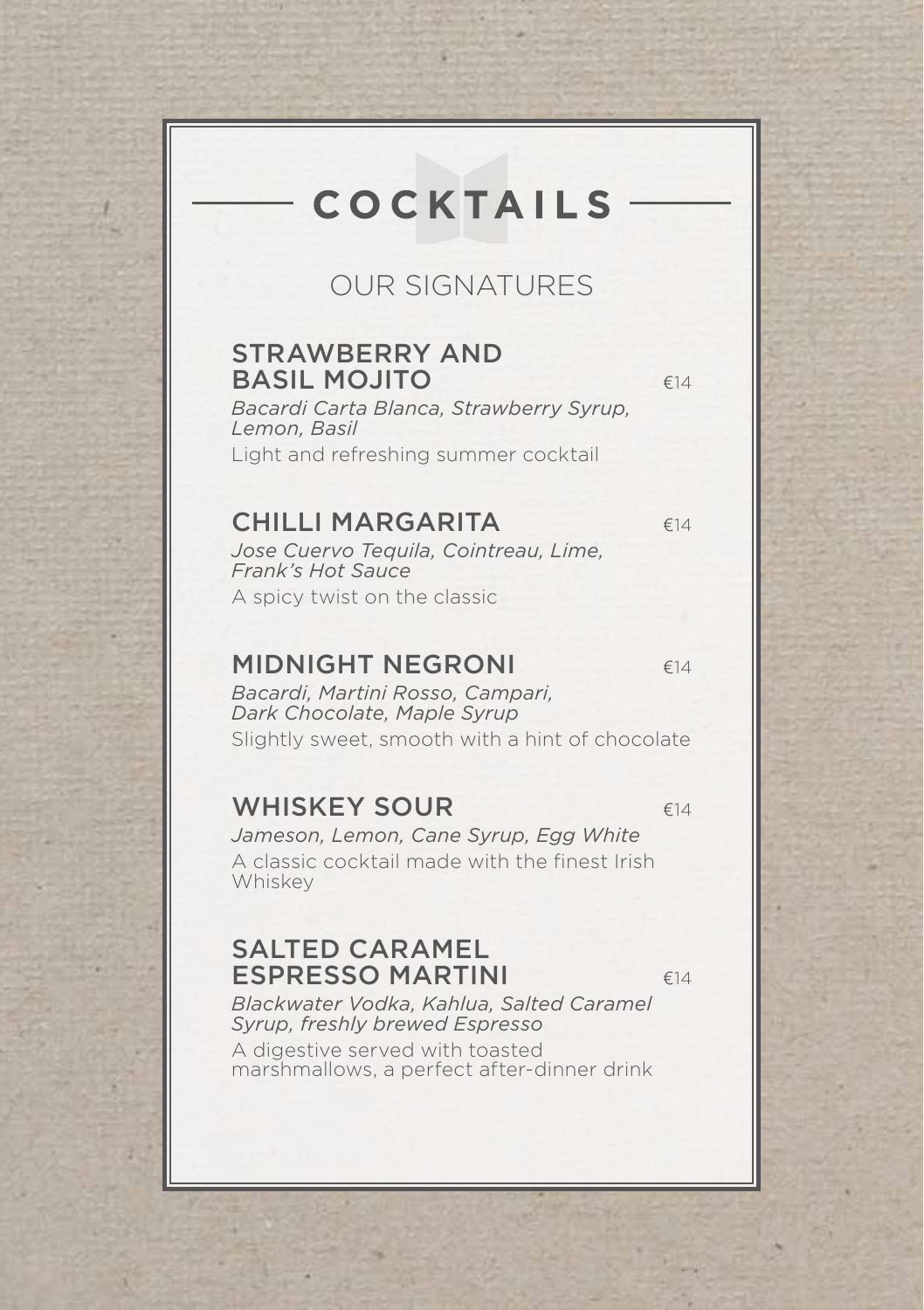# COCKTAILS

## OUR SIGNATURES

### STRAWBERRY AND BASIL MOJITO — €14

*Bacardi Carta Blanca, Strawberry Syrup, Lemon, Basil*

Light and refreshing summer cocktail

### CHILLI MARGARITA — €14

*Jose Cuervo Tequila, Cointreau, Lime, Frank's Hot Sauce*

A spicy twist on the classic

### MIDNIGHT NEGRONI — €14

*Bacardi, Martini Rosso, Campari, Dark Chocolate, Maple Syrup*

Slightly sweet, smooth with a hint of chocolate

### WHISKEY SOUR — €14

*Jameson, Lemon, Cane Syrup, Egg White*

A classic cocktail made with the finest Irish Whiskey

### SALTED CARAMEL ESPRESSO MARTINI — €14

*Blackwater Vodka, Kahlua, Salted Caramel Syrup, freshly brewed Espresso*

A digestive served with toasted marshmallows, a perfect after-dinner drink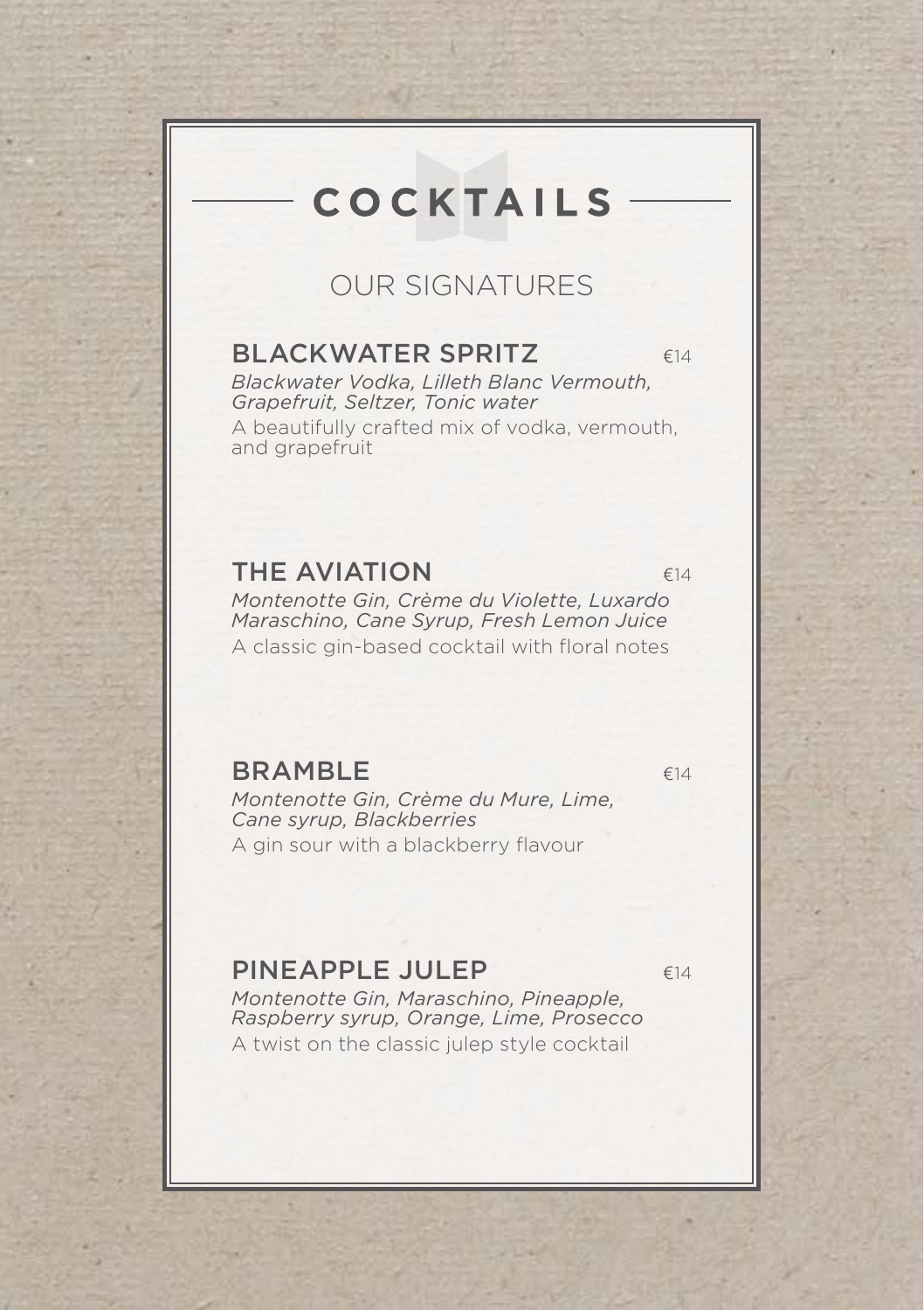# COCKTAILS

## OUR SIGNATURES

### BLACKWATER SPRITZ €14

*Blackwater Vodka, Lilleth Blanc Vermouth, Grapefruit, Seltzer, Tonic water*

A beautifully crafted mix of vodka, vermouth, and grapefruit

### THE AVIATION €14

*Montenotte Gin, Crème du Violette, Luxardo Maraschino, Cane Syrup, Fresh Lemon Juice*

A classic gin-based cocktail with floral notes

### BRAMBLE €14

*Montenotte Gin, Crème du Mure, Lime, Cane syrup, Blackberries*

A gin sour with a blackberry flavour

### PINEAPPLE JULEP €14

*Montenotte Gin, Maraschino, Pineapple, Raspberry syrup, Orange, Lime, Prosecco*

A twist on the classic julep style cocktail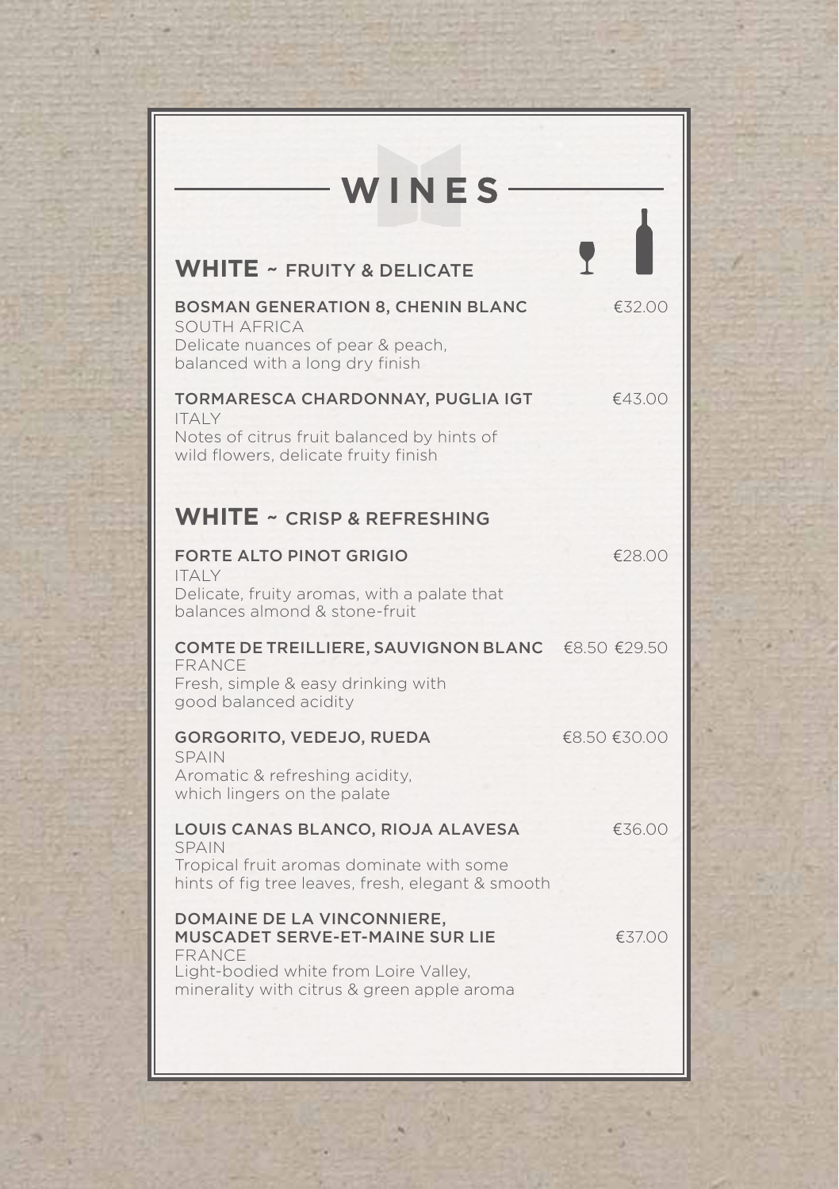# WINES

## WHITE ~ FRUITY & DELICATE

**BOSMAN GENERATION 8, CHENIN BLANC** — €32.00
SOUTH AFRICA
Delicate nuances of pear & peach, balanced with a long dry finish

**TORMARESCA CHARDONNAY, PUGLIA IGT** — €43.00
ITALY
Notes of citrus fruit balanced by hints of wild flowers, delicate fruity finish

## WHITE ~ CRISP & REFRESHING

**FORTE ALTO PINOT GRIGIO** — €28.00
ITALY
Delicate, fruity aromas, with a palate that balances almond & stone-fruit

**COMTE DE TREILLIERE, SAUVIGNON BLANC** — €8.50 €29.50
FRANCE
Fresh, simple & easy drinking with good balanced acidity

**GORGORITO, VEDEJO, RUEDA** — €8.50 €30.00
SPAIN
Aromatic & refreshing acidity, which lingers on the palate

**LOUIS CANAS BLANCO, RIOJA ALAVESA** — €36.00
SPAIN
Tropical fruit aromas dominate with some hints of fig tree leaves, fresh, elegant & smooth

**DOMAINE DE LA VINCONNIERE, MUSCADET SERVE-ET-MAINE SUR LIE** — €37.00
FRANCE
Light-bodied white from Loire Valley, minerality with citrus & green apple aroma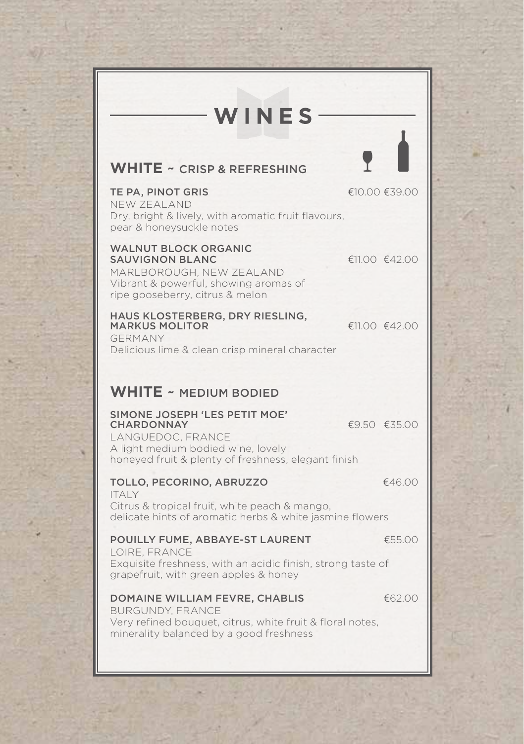# WINES

## WHITE ~ CRISP & REFRESHING

| | Glass | Bottle |
|---|---|---|
| **TE PA, PINOT GRIS**<br>NEW ZEALAND<br>Dry, bright & lively, with aromatic fruit flavours, pear & honeysuckle notes | €10.00 | €39.00 |
| **WALNUT BLOCK ORGANIC SAUVIGNON BLANC**<br>MARLBOROUGH, NEW ZEALAND<br>Vibrant & powerful, showing aromas of ripe gooseberry, citrus & melon | €11.00 | €42.00 |
| **HAUS KLOSTERBERG, DRY RIESLING, MARKUS MOLITOR**<br>GERMANY<br>Delicious lime & clean crisp mineral character | €11.00 | €42.00 |

## WHITE ~ MEDIUM BODIED

| | Glass | Bottle |
|---|---|---|
| **SIMONE JOSEPH 'LES PETIT MOE' CHARDONNAY**<br>LANGUEDOC, FRANCE<br>A light medium bodied wine, lovely honeyed fruit & plenty of freshness, elegant finish | €9.50 | €35.00 |
| **TOLLO, PECORINO, ABRUZZO**<br>ITALY<br>Citrus & tropical fruit, white peach & mango, delicate hints of aromatic herbs & white jasmine flowers | | €46.00 |
| **POUILLY FUME, ABBAYE-ST LAURENT**<br>LOIRE, FRANCE<br>Exquisite freshness, with an acidic finish, strong taste of grapefruit, with green apples & honey | | €55.00 |
| **DOMAINE WILLIAM FEVRE, CHABLIS**<br>BURGUNDY, FRANCE<br>Very refined bouquet, citrus, white fruit & floral notes, minerality balanced by a good freshness | | €62.00 |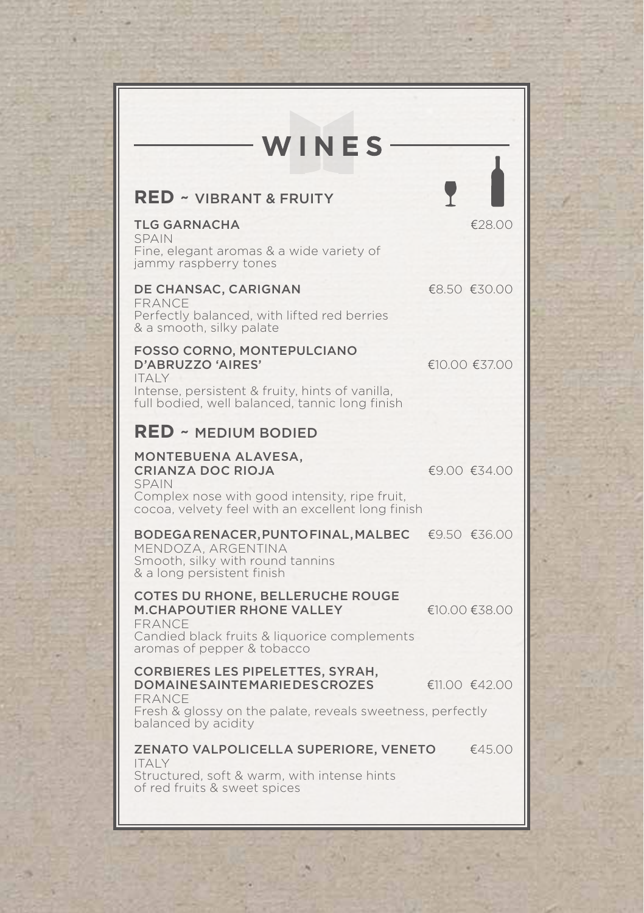# WINES

## RED ~ VIBRANT & FRUITY

| Wine | Glass | Bottle |
| --- | --- | --- |
| **TLG GARNACHA**<br>SPAIN<br>Fine, elegant aromas & a wide variety of jammy raspberry tones | | €28.00 |
| **DE CHANSAC, CARIGNAN**<br>FRANCE<br>Perfectly balanced, with lifted red berries & a smooth, silky palate | €8.50 | €30.00 |
| **FOSSO CORNO, MONTEPULCIANO D'ABRUZZO 'AIRES'**<br>ITALY<br>Intense, persistent & fruity, hints of vanilla, full bodied, well balanced, tannic long finish | €10.00 | €37.00 |

## RED ~ MEDIUM BODIED

| Wine | Glass | Bottle |
| --- | --- | --- |
| **MONTEBUENA ALAVESA, CRIANZA DOC RIOJA**<br>SPAIN<br>Complex nose with good intensity, ripe fruit, cocoa, velvety feel with an excellent long finish | €9.00 | €34.00 |
| **BODEGA RENACER, PUNTO FINAL, MALBEC**<br>MENDOZA, ARGENTINA<br>Smooth, silky with round tannins & a long persistent finish | €9.50 | €36.00 |
| **COTES DU RHONE, BELLERUCHE ROUGE M.CHAPOUTIER RHONE VALLEY**<br>FRANCE<br>Candied black fruits & liquorice complements aromas of pepper & tobacco | €10.00 | €38.00 |
| **CORBIERES LES PIPELETTES, SYRAH, DOMAINE SAINTE MARIE DES CROZES**<br>FRANCE<br>Fresh & glossy on the palate, reveals sweetness, perfectly balanced by acidity | €11.00 | €42.00 |
| **ZENATO VALPOLICELLA SUPERIORE, VENETO**<br>ITALY<br>Structured, soft & warm, with intense hints of red fruits & sweet spices | | €45.00 |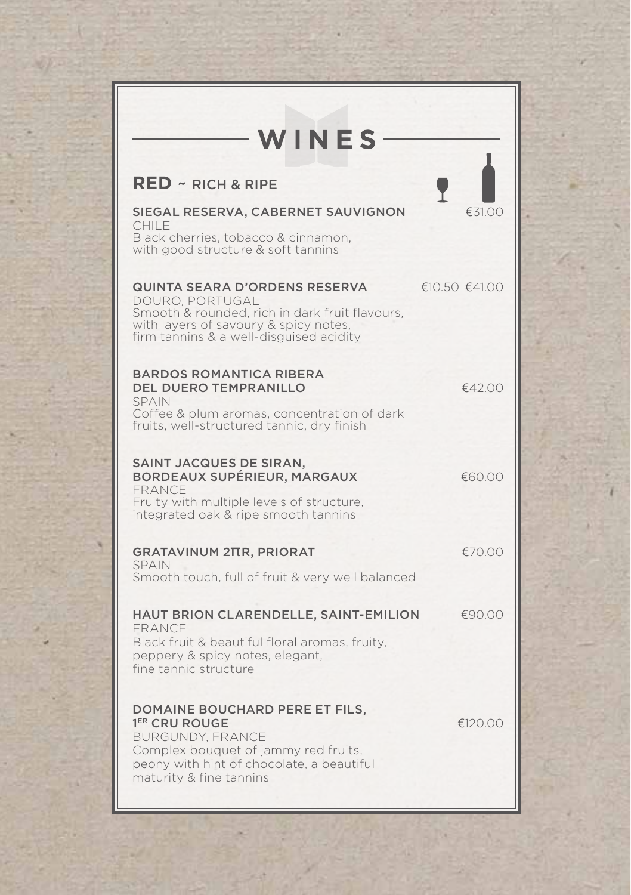# WINES

## RED ~ RICH & RIPE

| | Glass | Bottle |
|---|---|---|
| **SIEGAL RESERVA, CABERNET SAUVIGNON**<br>CHILE<br>Black cherries, tobacco & cinnamon, with good structure & soft tannins | | €31.00 |
| **QUINTA SEARA D'ORDENS RESERVA**<br>DOURO, PORTUGAL<br>Smooth & rounded, rich in dark fruit flavours, with layers of savoury & spicy notes, firm tannins & a well-disguised acidity | €10.50 | €41.00 |
| **BARDOS ROMANTICA RIBERA DEL DUERO TEMPRANILLO**<br>SPAIN<br>Coffee & plum aromas, concentration of dark fruits, well-structured tannic, dry finish | | €42.00 |
| **SAINT JACQUES DE SIRAN, BORDEAUX SUPÉRIEUR, MARGAUX**<br>FRANCE<br>Fruity with multiple levels of structure, integrated oak & ripe smooth tannins | | €60.00 |
| **GRATAVINUM 2πR, PRIORAT**<br>SPAIN<br>Smooth touch, full of fruit & very well balanced | | €70.00 |
| **HAUT BRION CLARENDELLE, SAINT-EMILION**<br>FRANCE<br>Black fruit & beautiful floral aromas, fruity, peppery & spicy notes, elegant, fine tannic structure | | €90.00 |
| **DOMAINE BOUCHARD PERE ET FILS, 1ER CRU ROUGE**<br>BURGUNDY, FRANCE<br>Complex bouquet of jammy red fruits, peony with hint of chocolate, a beautiful maturity & fine tannins | | €120.00 |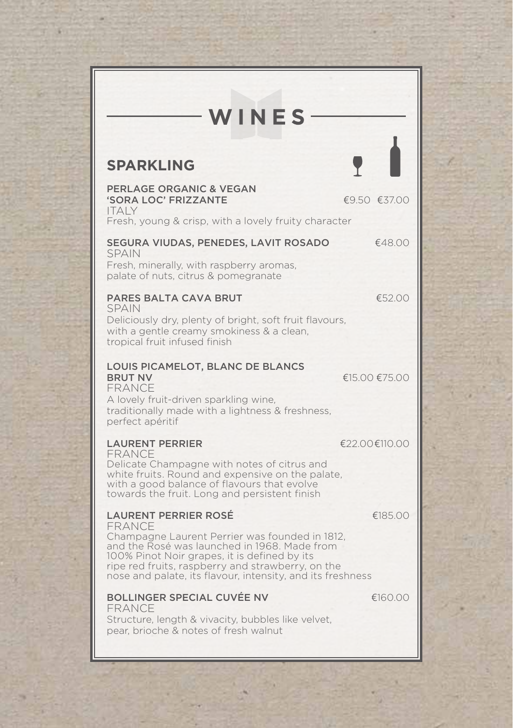# WINES

## SPARKLING

| | Glass | Bottle |
|---|---|---|
| **PERLAGE ORGANIC & VEGAN 'SORA LOC' FRIZZANTE**<br>ITALY<br>Fresh, young & crisp, with a lovely fruity character | €9.50 | €37.00 |
| **SEGURA VIUDAS, PENEDES, LAVIT ROSADO**<br>SPAIN<br>Fresh, minerally, with raspberry aromas, palate of nuts, citrus & pomegranate | | €48.00 |
| **PARES BALTA CAVA BRUT**<br>SPAIN<br>Deliciously dry, plenty of bright, soft fruit flavours, with a gentle creamy smokiness & a clean, tropical fruit infused finish | | €52.00 |
| **LOUIS PICAMELOT, BLANC DE BLANCS BRUT NV**<br>FRANCE<br>A lovely fruit-driven sparkling wine, traditionally made with a lightness & freshness, perfect apéritif | €15.00 | €75.00 |
| **LAURENT PERRIER**<br>FRANCE<br>Delicate Champagne with notes of citrus and white fruits. Round and expensive on the palate, with a good balance of flavours that evolve towards the fruit. Long and persistent finish | €22.00 | €110.00 |
| **LAURENT PERRIER ROSÉ**<br>FRANCE<br>Champagne Laurent Perrier was founded in 1812, and the Rosé was launched in 1968. Made from 100% Pinot Noir grapes, it is defined by its ripe red fruits, raspberry and strawberry, on the nose and palate, its flavour, intensity, and its freshness | | €185.00 |
| **BOLLINGER SPECIAL CUVÉE NV**<br>FRANCE<br>Structure, length & vivacity, bubbles like velvet, pear, brioche & notes of fresh walnut | | €160.00 |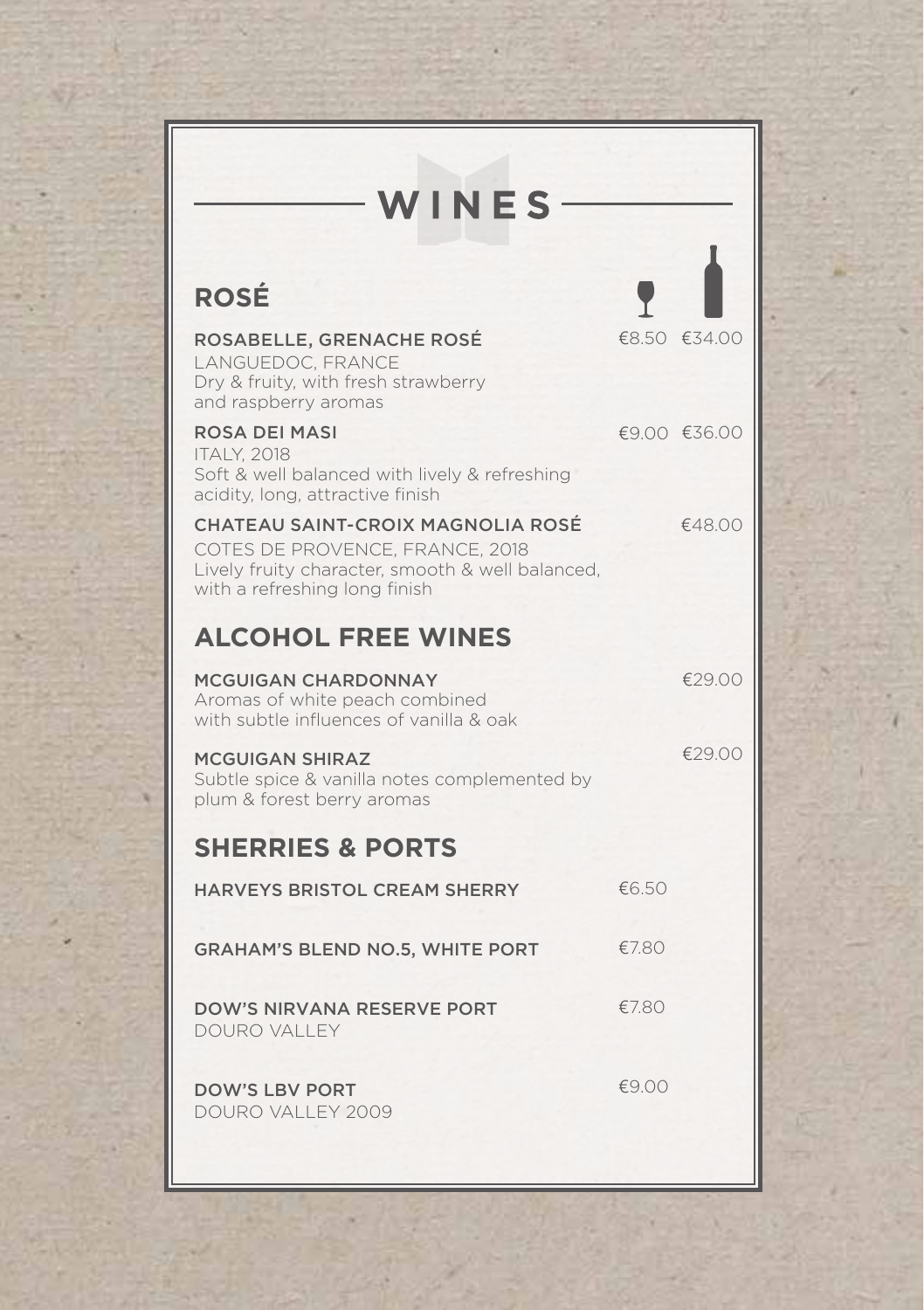# WINES

## ROSÉ

| | Glass | Bottle |
|---|---|---|
| **ROSABELLE, GRENACHE ROSÉ**<br>LANGUEDOC, FRANCE<br>Dry & fruity, with fresh strawberry and raspberry aromas | €8.50 | €34.00 |
| **ROSA DEI MASI**<br>ITALY, 2018<br>Soft & well balanced with lively & refreshing acidity, long, attractive finish | €9.00 | €36.00 |
| **CHATEAU SAINT-CROIX MAGNOLIA ROSÉ**<br>COTES DE PROVENCE, FRANCE, 2018<br>Lively fruity character, smooth & well balanced, with a refreshing long finish | | €48.00 |

## ALCOHOL FREE WINES

| | Glass | Bottle |
|---|---|---|
| **MCGUIGAN CHARDONNAY**<br>Aromas of white peach combined with subtle influences of vanilla & oak | | €29.00 |
| **MCGUIGAN SHIRAZ**<br>Subtle spice & vanilla notes complemented by plum & forest berry aromas | | €29.00 |

## SHERRIES & PORTS

| | Glass | Bottle |
|---|---|---|
| **HARVEYS BRISTOL CREAM SHERRY** | €6.50 | |
| **GRAHAM'S BLEND NO.5, WHITE PORT** | €7.80 | |
| **DOW'S NIRVANA RESERVE PORT**<br>DOURO VALLEY | €7.80 | |
| **DOW'S LBV PORT**<br>DOURO VALLEY 2009 | €9.00 | |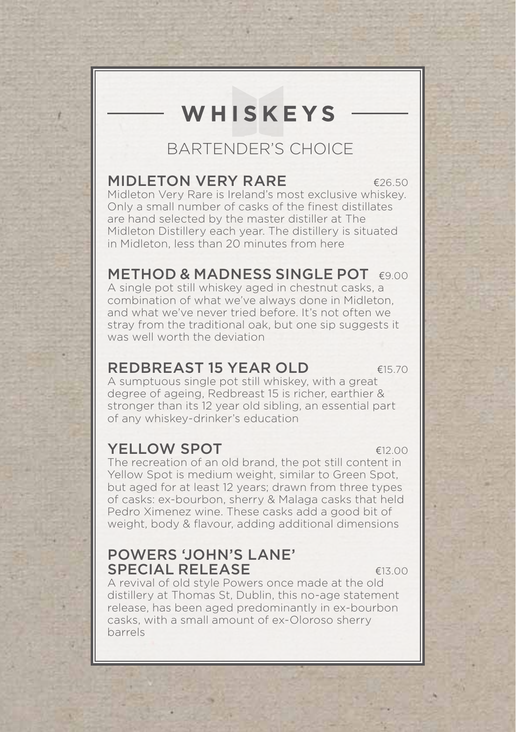# WHISKEYS

## BARTENDER'S CHOICE

### MIDLETON VERY RARE — €26.50

Midleton Very Rare is Ireland's most exclusive whiskey. Only a small number of casks of the finest distillates are hand selected by the master distiller at The Midleton Distillery each year. The distillery is situated in Midleton, less than 20 minutes from here

### METHOD & MADNESS SINGLE POT — €9.00

A single pot still whiskey aged in chestnut casks, a combination of what we've always done in Midleton, and what we've never tried before. It's not often we stray from the traditional oak, but one sip suggests it was well worth the deviation

### REDBREAST 15 YEAR OLD — €15.70

A sumptuous single pot still whiskey, with a great degree of ageing, Redbreast 15 is richer, earthier & stronger than its 12 year old sibling, an essential part of any whiskey-drinker's education

### YELLOW SPOT — €12.00

The recreation of an old brand, the pot still content in Yellow Spot is medium weight, similar to Green Spot, but aged for at least 12 years; drawn from three types of casks: ex-bourbon, sherry & Malaga casks that held Pedro Ximenez wine. These casks add a good bit of weight, body & flavour, adding additional dimensions

### POWERS 'JOHN'S LANE' SPECIAL RELEASE — €13.00

A revival of old style Powers once made at the old distillery at Thomas St, Dublin, this no-age statement release, has been aged predominantly in ex-bourbon casks, with a small amount of ex-Oloroso sherry barrels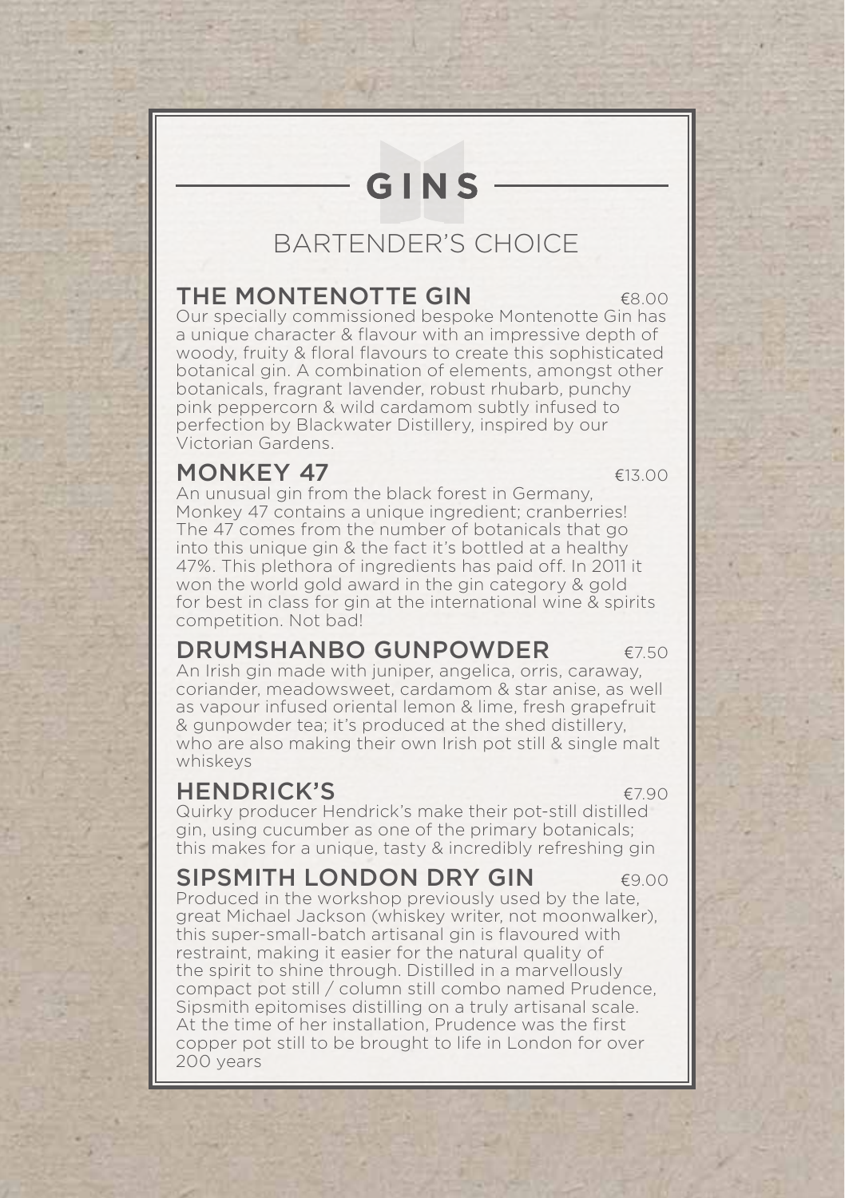# GINS

## BARTENDER'S CHOICE

### THE MONTENOTTE GIN €8.00

Our specially commissioned bespoke Montenotte Gin has a unique character & flavour with an impressive depth of woody, fruity & floral flavours to create this sophisticated botanical gin. A combination of elements, amongst other botanicals, fragrant lavender, robust rhubarb, punchy pink peppercorn & wild cardamom subtly infused to perfection by Blackwater Distillery, inspired by our Victorian Gardens.

### MONKEY 47 €13.00

An unusual gin from the black forest in Germany, Monkey 47 contains a unique ingredient; cranberries! The 47 comes from the number of botanicals that go into this unique gin & the fact it's bottled at a healthy 47%. This plethora of ingredients has paid off. In 2011 it won the world gold award in the gin category & gold for best in class for gin at the international wine & spirits competition. Not bad!

### DRUMSHANBO GUNPOWDER €7.50

An Irish gin made with juniper, angelica, orris, caraway, coriander, meadowsweet, cardamom & star anise, as well as vapour infused oriental lemon & lime, fresh grapefruit & gunpowder tea; it's produced at the shed distillery, who are also making their own Irish pot still & single malt whiskeys

### HENDRICK'S €7.90

Quirky producer Hendrick's make their pot-still distilled gin, using cucumber as one of the primary botanicals; this makes for a unique, tasty & incredibly refreshing gin

### SIPSMITH LONDON DRY GIN €9.00

Produced in the workshop previously used by the late, great Michael Jackson (whiskey writer, not moonwalker), this super-small-batch artisanal gin is flavoured with restraint, making it easier for the natural quality of the spirit to shine through. Distilled in a marvellously compact pot still / column still combo named Prudence, Sipsmith epitomises distilling on a truly artisanal scale. At the time of her installation, Prudence was the first copper pot still to be brought to life in London for over 200 years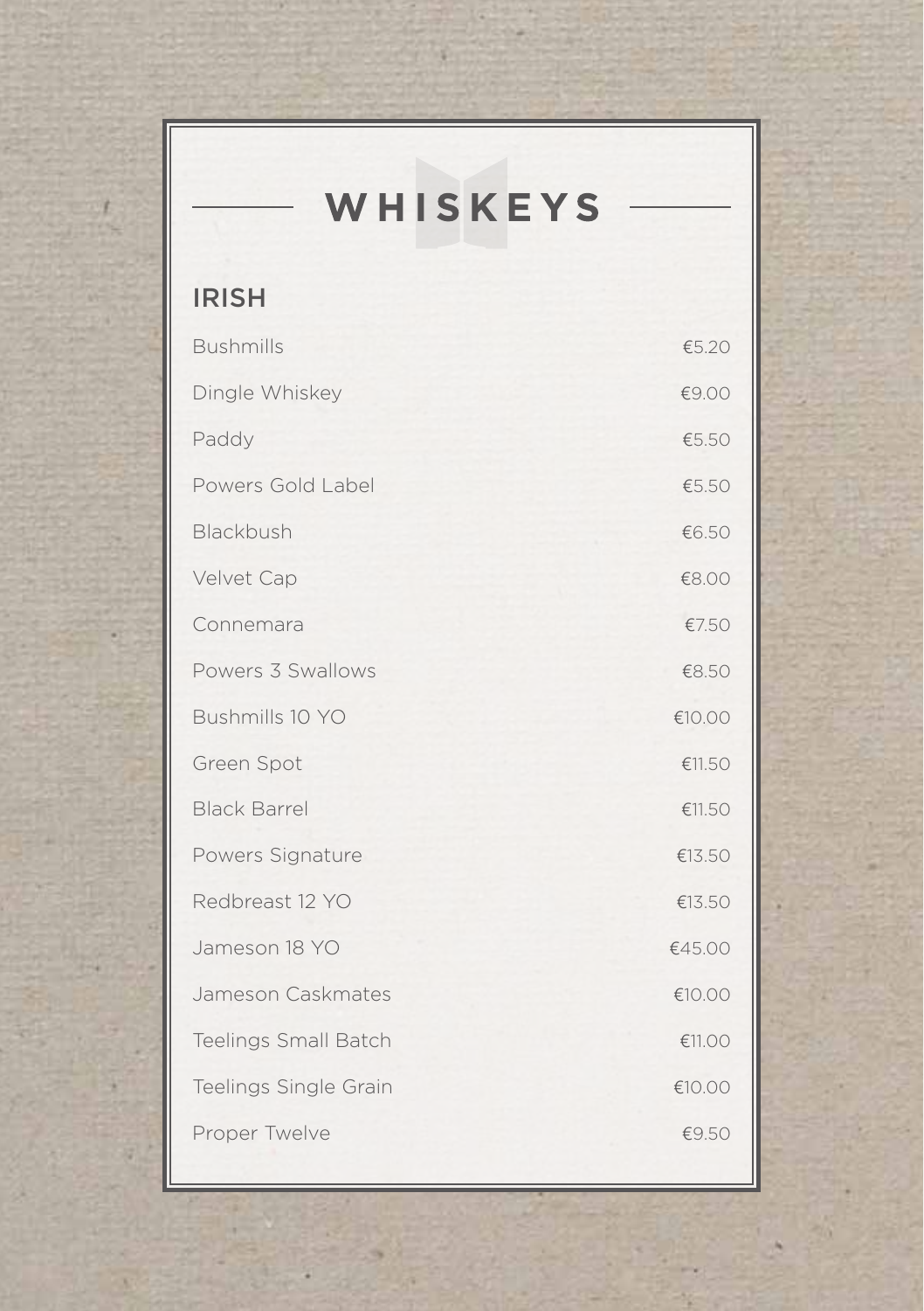# WHISKEYS

## IRISH

| | |
|---|---|
| Bushmills | €5.20 |
| Dingle Whiskey | €9.00 |
| Paddy | €5.50 |
| Powers Gold Label | €5.50 |
| Blackbush | €6.50 |
| Velvet Cap | €8.00 |
| Connemara | €7.50 |
| Powers 3 Swallows | €8.50 |
| Bushmills 10 YO | €10.00 |
| Green Spot | €11.50 |
| Black Barrel | €11.50 |
| Powers Signature | €13.50 |
| Redbreast 12 YO | €13.50 |
| Jameson 18 YO | €45.00 |
| Jameson Caskmates | €10.00 |
| Teelings Small Batch | €11.00 |
| Teelings Single Grain | €10.00 |
| Proper Twelve | €9.50 |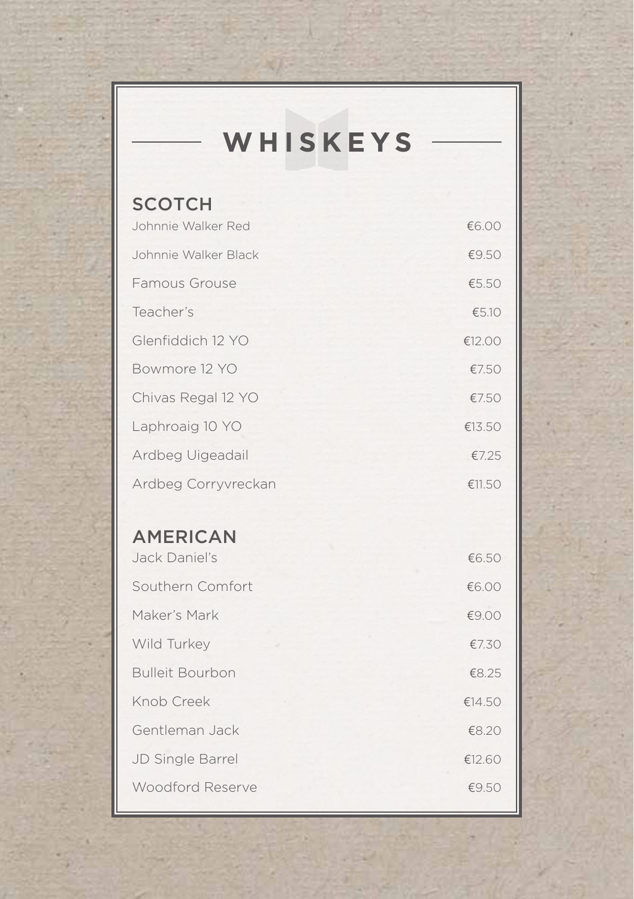# WHISKEYS

## SCOTCH

| Item | Price |
| --- | --- |
| Johnnie Walker Red | €6.00 |
| Johnnie Walker Black | €9.50 |
| Famous Grouse | €5.50 |
| Teacher's | €5.10 |
| Glenfiddich 12 YO | €12.00 |
| Bowmore 12 YO | €7.50 |
| Chivas Regal 12 YO | €7.50 |
| Laphroaig 10 YO | €13.50 |
| Ardbeg Uigeadail | €7.25 |
| Ardbeg Corryvreckan | €11.50 |

## AMERICAN

| Item | Price |
| --- | --- |
| Jack Daniel's | €6.50 |
| Southern Comfort | €6.00 |
| Maker's Mark | €9.00 |
| Wild Turkey | €7.30 |
| Bulleit Bourbon | €8.25 |
| Knob Creek | €14.50 |
| Gentleman Jack | €8.20 |
| JD Single Barrel | €12.60 |
| Woodford Reserve | €9.50 |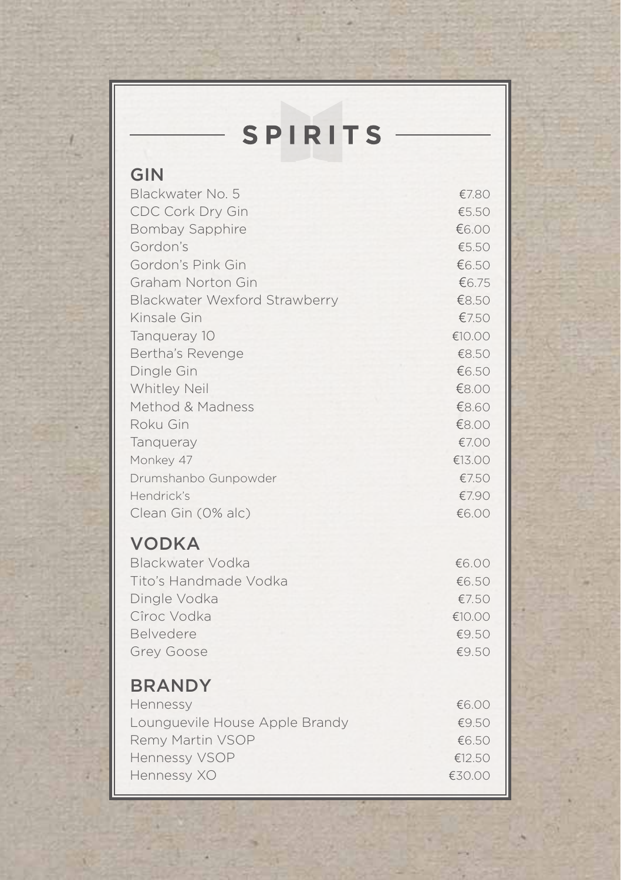# SPIRITS

## GIN

| | |
|---|---|
| Blackwater No. 5 | €7.80 |
| CDC Cork Dry Gin | €5.50 |
| Bombay Sapphire | €6.00 |
| Gordon's | €5.50 |
| Gordon's Pink Gin | €6.50 |
| Graham Norton Gin | €6.75 |
| Blackwater Wexford Strawberry | €8.50 |
| Kinsale Gin | €7.50 |
| Tanqueray 10 | €10.00 |
| Bertha's Revenge | €8.50 |
| Dingle Gin | €6.50 |
| Whitley Neil | €8.00 |
| Method & Madness | €8.60 |
| Roku Gin | €8.00 |
| Tanqueray | €7.00 |
| Monkey 47 | €13.00 |
| Drumshanbo Gunpowder | €7.50 |
| Hendrick's | €7.90 |
| Clean Gin (0% alc) | €6.00 |

## VODKA

| | |
|---|---|
| Blackwater Vodka | €6.00 |
| Tito's Handmade Vodka | €6.50 |
| Dingle Vodka | €7.50 |
| Cîroc Vodka | €10.00 |
| Belvedere | €9.50 |
| Grey Goose | €9.50 |

## BRANDY

| | |
|---|---|
| Hennessy | €6.00 |
| Lounguevile House Apple Brandy | €9.50 |
| Remy Martin VSOP | €6.50 |
| Hennessy VSOP | €12.50 |
| Hennessy XO | €30.00 |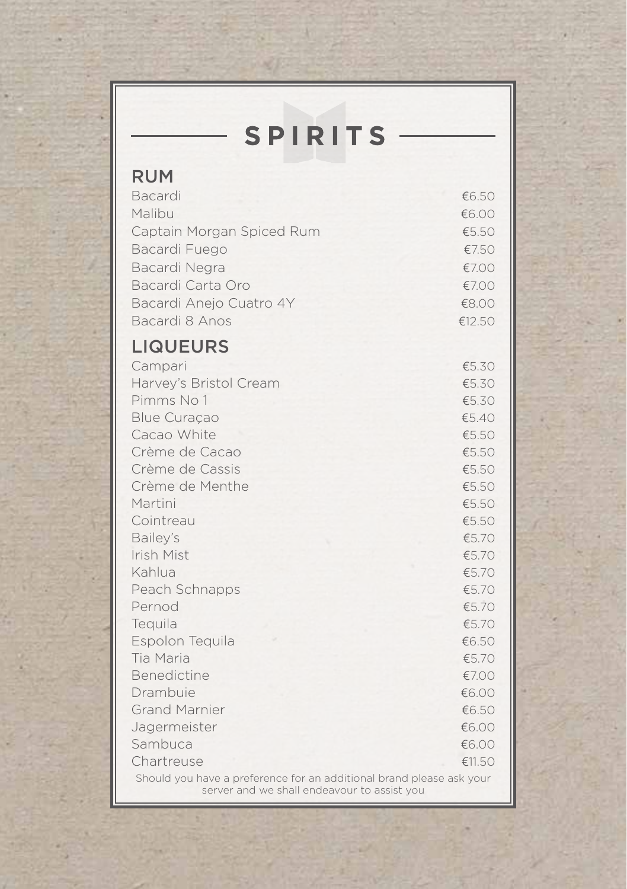# SPIRITS

## RUM

| | |
|---|---|
| Bacardi | €6.50 |
| Malibu | €6.00 |
| Captain Morgan Spiced Rum | €5.50 |
| Bacardi Fuego | €7.50 |
| Bacardi Negra | €7.00 |
| Bacardi Carta Oro | €7.00 |
| Bacardi Anejo Cuatro 4Y | €8.00 |
| Bacardi 8 Anos | €12.50 |

## LIQUEURS

| | |
|---|---|
| Campari | €5.30 |
| Harvey's Bristol Cream | €5.30 |
| Pimms No 1 | €5.30 |
| Blue Curaçao | €5.40 |
| Cacao White | €5.50 |
| Crème de Cacao | €5.50 |
| Crème de Cassis | €5.50 |
| Crème de Menthe | €5.50 |
| Martini | €5.50 |
| Cointreau | €5.50 |
| Bailey's | €5.70 |
| Irish Mist | €5.70 |
| Kahlua | €5.70 |
| Peach Schnapps | €5.70 |
| Pernod | €5.70 |
| Tequila | €5.70 |
| Espolon Tequila | €6.50 |
| Tia Maria | €5.70 |
| Benedictine | €7.00 |
| Drambuie | €6.00 |
| Grand Marnier | €6.50 |
| Jagermeister | €6.00 |
| Sambuca | €6.00 |
| Chartreuse | €11.50 |

Should you have a preference for an additional brand please ask your server and we shall endeavour to assist you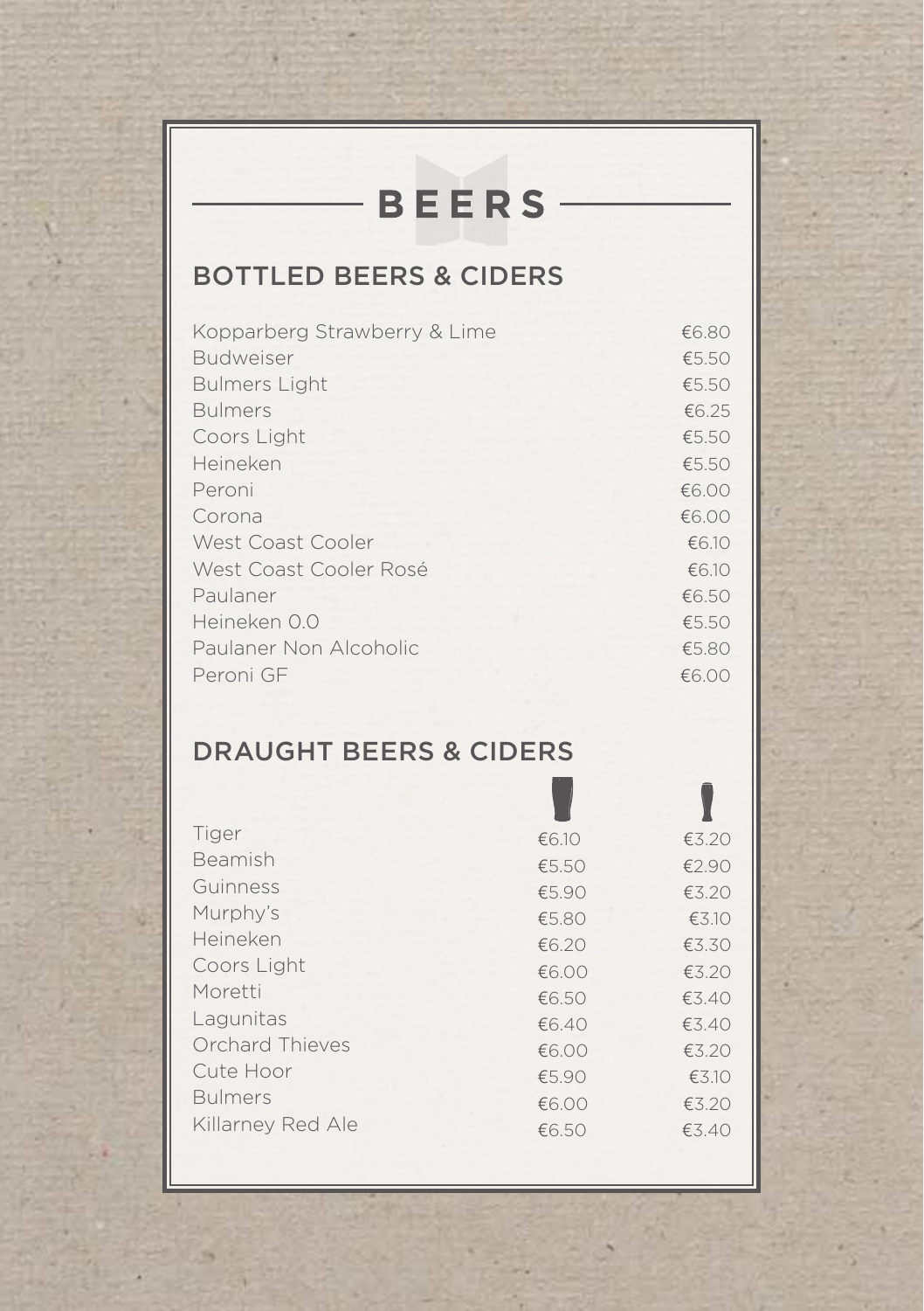# BEERS

## BOTTLED BEERS & CIDERS

| | |
|---|---|
| Kopparberg Strawberry & Lime | €6.80 |
| Budweiser | €5.50 |
| Bulmers Light | €5.50 |
| Bulmers | €6.25 |
| Coors Light | €5.50 |
| Heineken | €5.50 |
| Peroni | €6.00 |
| Corona | €6.00 |
| West Coast Cooler | €6.10 |
| West Coast Cooler Rosé | €6.10 |
| Paulaner | €6.50 |
| Heineken 0.0 | €5.50 |
| Paulaner Non Alcoholic | €5.80 |
| Peroni GF | €6.00 |

## DRAUGHT BEERS & CIDERS

| | Pint | Glass |
|---|---|---|
| Tiger | €6.10 | €3.20 |
| Beamish | €5.50 | €2.90 |
| Guinness | €5.90 | €3.20 |
| Murphy's | €5.80 | €3.10 |
| Heineken | €6.20 | €3.30 |
| Coors Light | €6.00 | €3.20 |
| Moretti | €6.50 | €3.40 |
| Lagunitas | €6.40 | €3.40 |
| Orchard Thieves | €6.00 | €3.20 |
| Cute Hoor | €5.90 | €3.10 |
| Bulmers | €6.00 | €3.20 |
| Killarney Red Ale | €6.50 | €3.40 |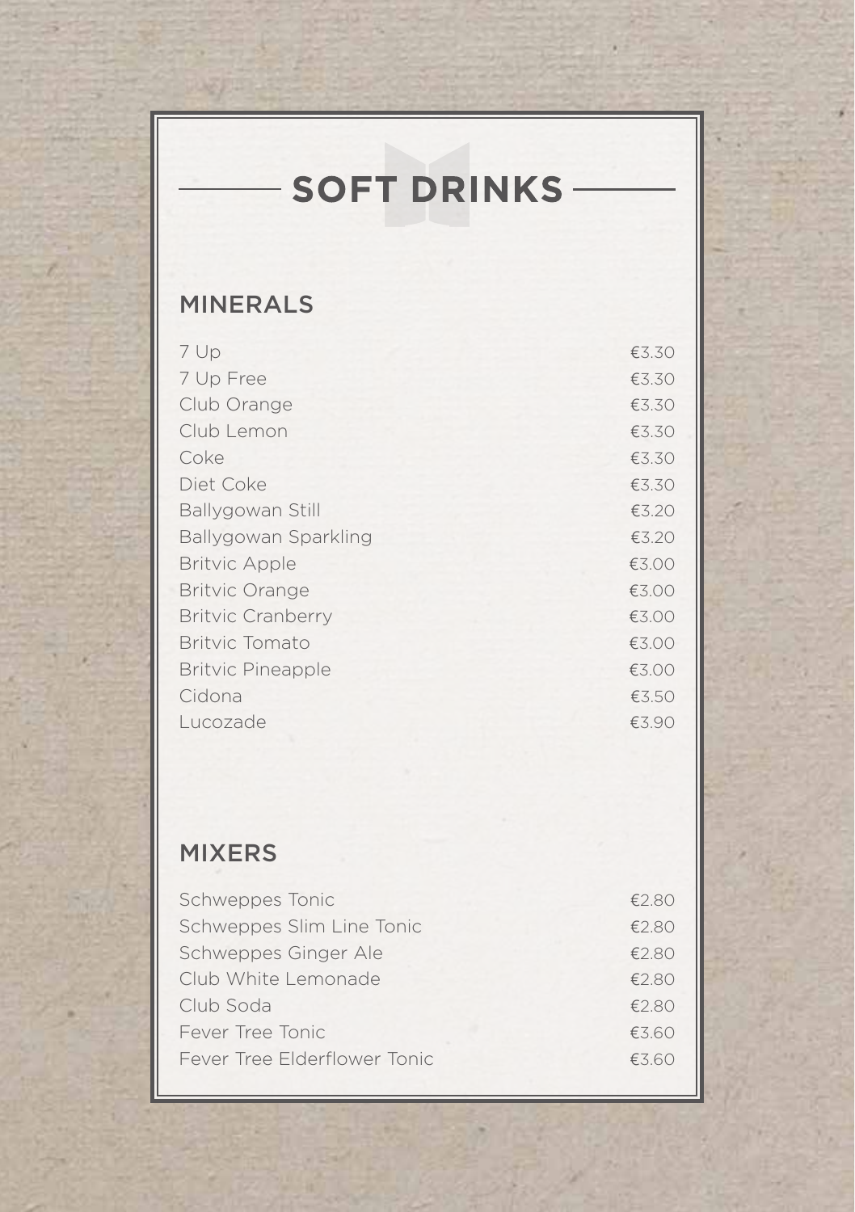# SOFT DRINKS

## MINERALS

| Item | Price |
|---|---|
| 7 Up | €3.30 |
| 7 Up Free | €3.30 |
| Club Orange | €3.30 |
| Club Lemon | €3.30 |
| Coke | €3.30 |
| Diet Coke | €3.30 |
| Ballygowan Still | €3.20 |
| Ballygowan Sparkling | €3.20 |
| Britvic Apple | €3.00 |
| Britvic Orange | €3.00 |
| Britvic Cranberry | €3.00 |
| Britvic Tomato | €3.00 |
| Britvic Pineapple | €3.00 |
| Cidona | €3.50 |
| Lucozade | €3.90 |

## MIXERS

| Item | Price |
|---|---|
| Schweppes Tonic | €2.80 |
| Schweppes Slim Line Tonic | €2.80 |
| Schweppes Ginger Ale | €2.80 |
| Club White Lemonade | €2.80 |
| Club Soda | €2.80 |
| Fever Tree Tonic | €3.60 |
| Fever Tree Elderflower Tonic | €3.60 |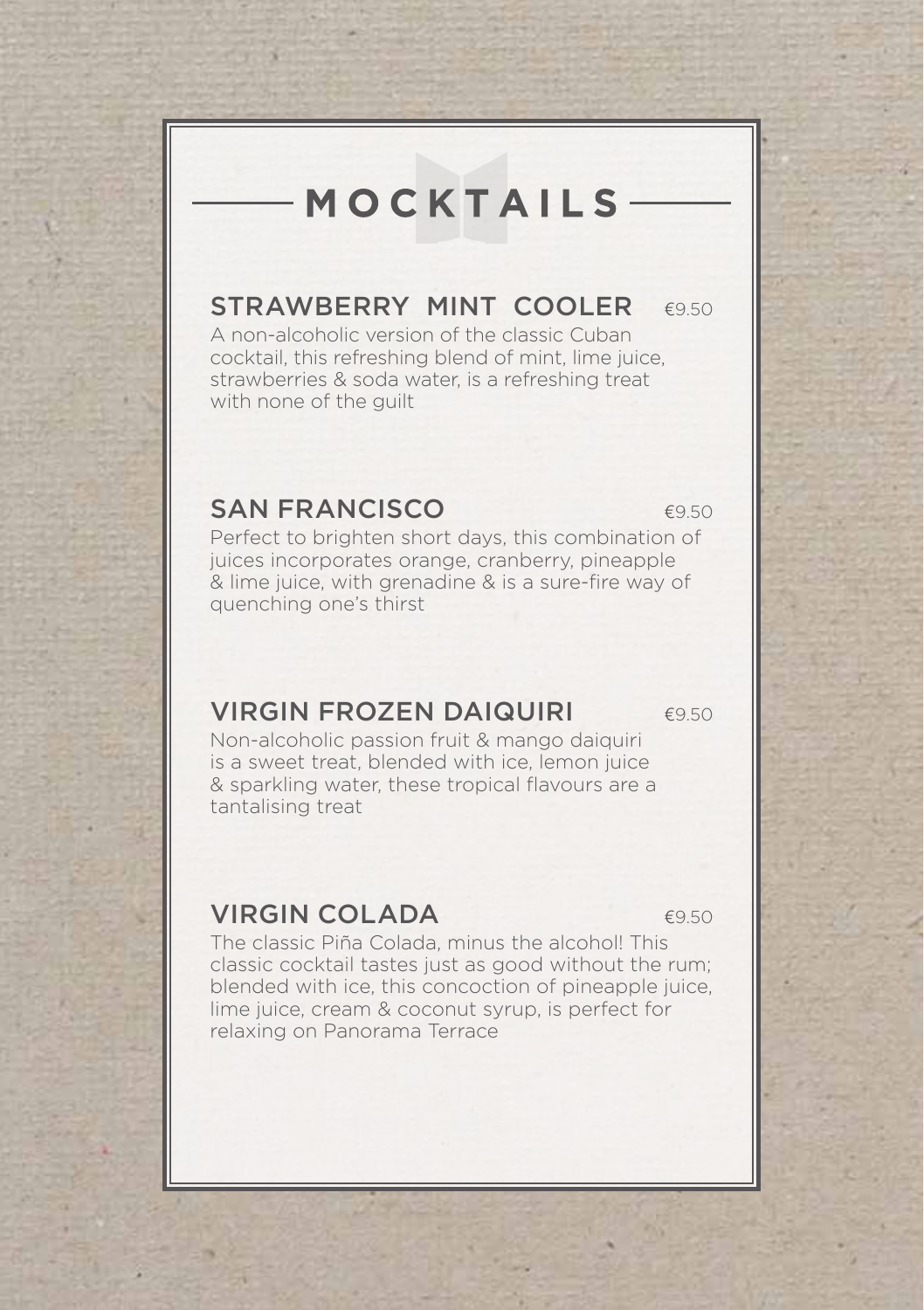# MOCKTAILS

## STRAWBERRY MINT COOLER €9.50

A non-alcoholic version of the classic Cuban cocktail, this refreshing blend of mint, lime juice, strawberries & soda water, is a refreshing treat with none of the guilt

## SAN FRANCISCO €9.50

Perfect to brighten short days, this combination of juices incorporates orange, cranberry, pineapple & lime juice, with grenadine & is a sure-fire way of quenching one's thirst

## VIRGIN FROZEN DAIQUIRI €9.50

Non-alcoholic passion fruit & mango daiquiri is a sweet treat, blended with ice, lemon juice & sparkling water, these tropical flavours are a tantalising treat

## VIRGIN COLADA €9.50

The classic Piña Colada, minus the alcohol! This classic cocktail tastes just as good without the rum; blended with ice, this concoction of pineapple juice, lime juice, cream & coconut syrup, is perfect for relaxing on Panorama Terrace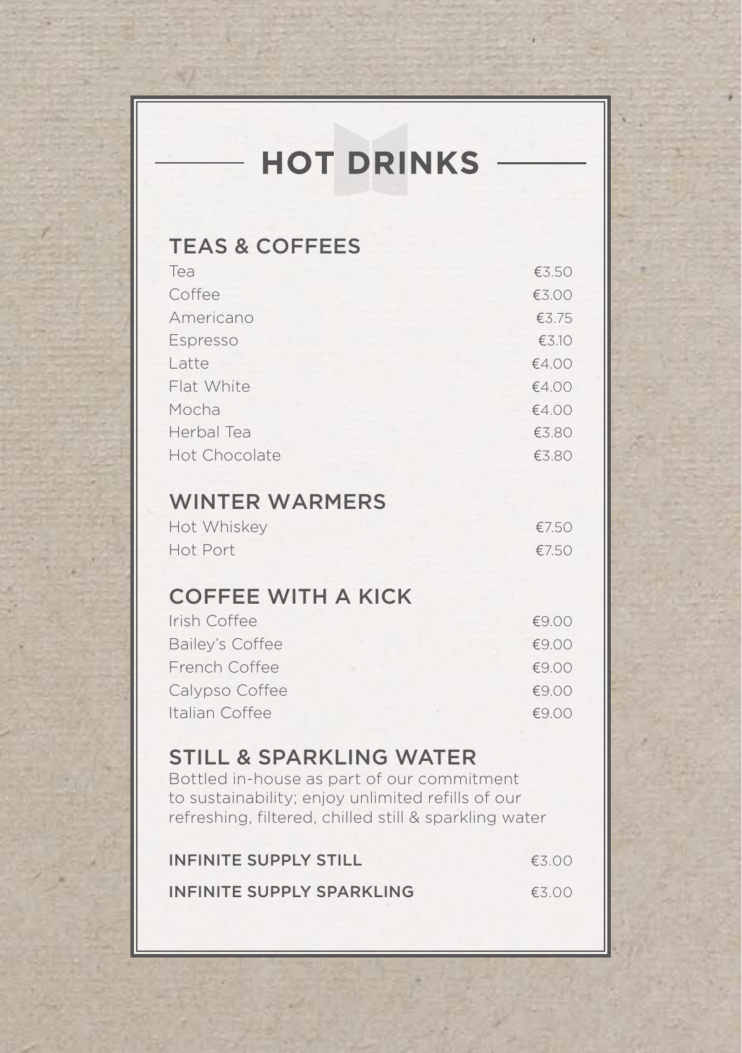# HOT DRINKS

## TEAS & COFFEES

| Item | Price |
| --- | --- |
| Tea | €3.50 |
| Coffee | €3.00 |
| Americano | €3.75 |
| Espresso | €3.10 |
| Latte | €4.00 |
| Flat White | €4.00 |
| Mocha | €4.00 |
| Herbal Tea | €3.80 |
| Hot Chocolate | €3.80 |

## WINTER WARMERS

| Item | Price |
| --- | --- |
| Hot Whiskey | €7.50 |
| Hot Port | €7.50 |

## COFFEE WITH A KICK

| Item | Price |
| --- | --- |
| Irish Coffee | €9.00 |
| Bailey's Coffee | €9.00 |
| French Coffee | €9.00 |
| Calypso Coffee | €9.00 |
| Italian Coffee | €9.00 |

## STILL & SPARKLING WATER

Bottled in-house as part of our commitment to sustainability; enjoy unlimited refills of our refreshing, filtered, chilled still & sparkling water

| Item | Price |
| --- | --- |
| INFINITE SUPPLY STILL | €3.00 |
| INFINITE SUPPLY SPARKLING | €3.00 |